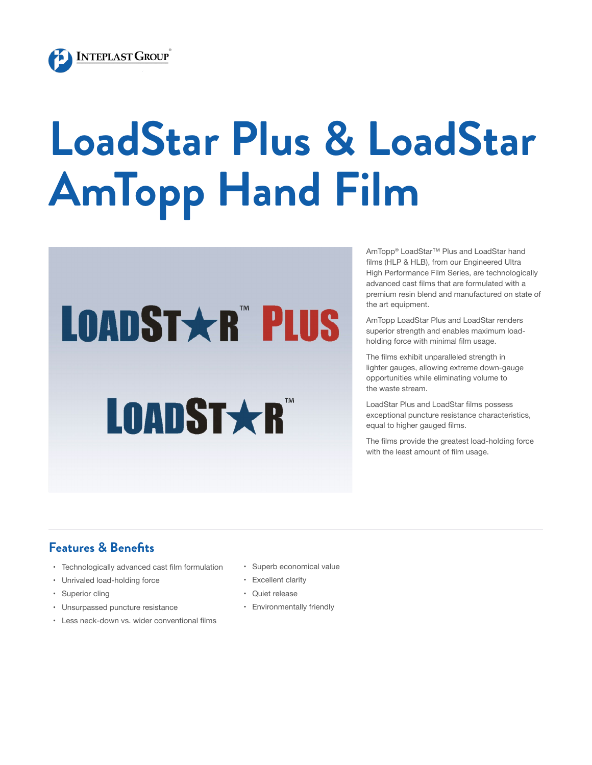Inteplast Group®

# LoadStar Plus & LoadStar AmTopp Hand Film

LOADSTAR™ PLUS

LOADSTAR™

AmTopp® LoadStar™ Plus and LoadStar hand films (HLP & HLB), from our Engineered Ultra High Performance Film Series, are technologically advanced cast films that are formulated with a premium resin blend and manufactured on state of the art equipment.

AmTopp LoadStar Plus and LoadStar renders superior strength and enables maximum load-holding force with minimal film usage.

The films exhibit unparalleled strength in lighter gauges, allowing extreme down-gauge opportunities while eliminating volume to the waste stream.

LoadStar Plus and LoadStar films possess exceptional puncture resistance characteristics, equal to higher gauged films.

The films provide the greatest load-holding force with the least amount of film usage.

## Features & Benefits

- Technologically advanced cast film formulation
- Unrivaled load-holding force
- Superior cling
- Unsurpassed puncture resistance
- Less neck-down vs. wider conventional films
- Superb economical value
- Excellent clarity
- Quiet release
- Environmentally friendly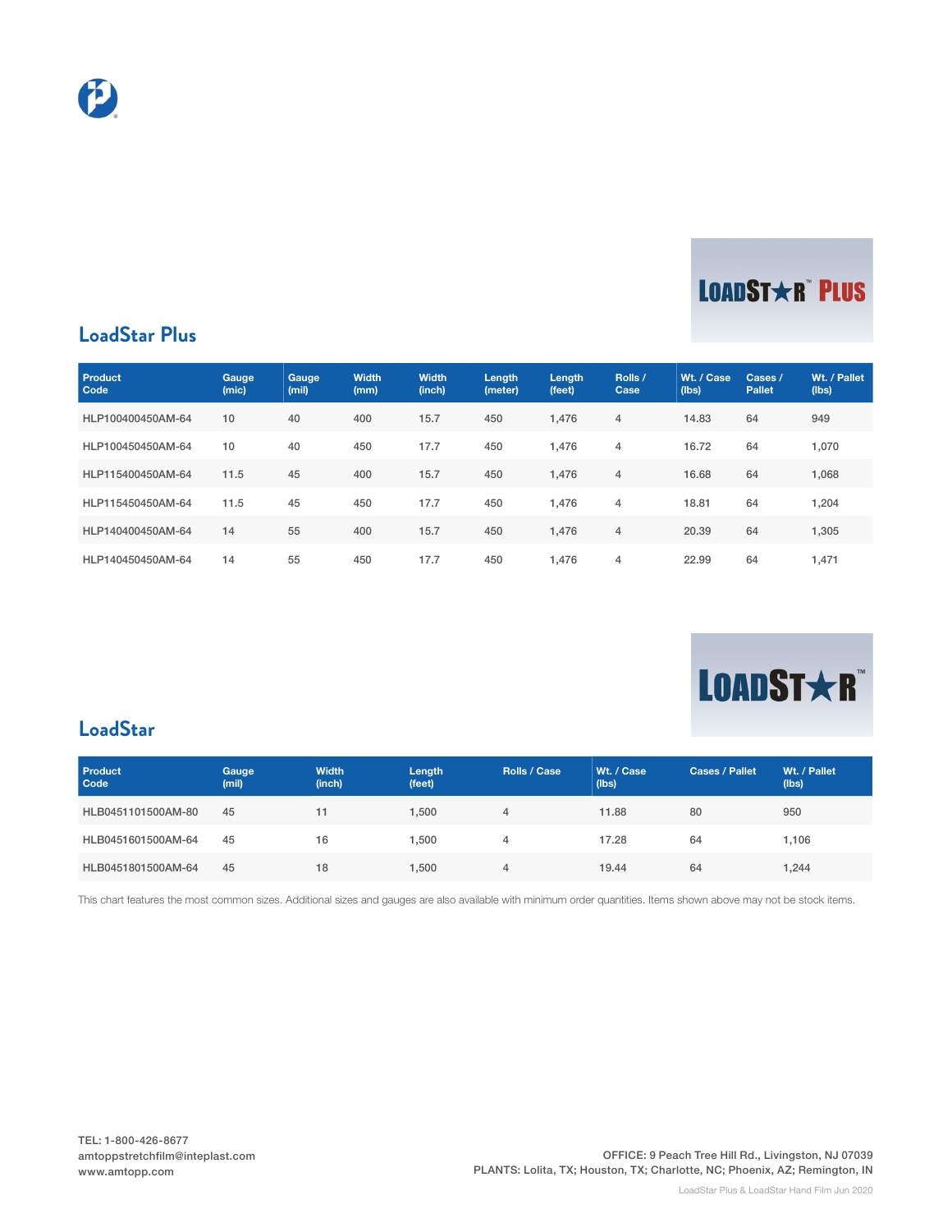## LoadStar Plus

| Product Code | Gauge (mic) | Gauge (mil) | Width (mm) | Width (inch) | Length (meter) | Length (feet) | Rolls / Case | Wt. / Case (lbs) | Cases / Pallet | Wt. / Pallet (lbs) |
|---|---|---|---|---|---|---|---|---|---|---|
| HLP100400450AM-64 | 10 | 40 | 400 | 15.7 | 450 | 1,476 | 4 | 14.83 | 64 | 949 |
| HLP100450450AM-64 | 10 | 40 | 450 | 17.7 | 450 | 1,476 | 4 | 16.72 | 64 | 1,070 |
| HLP115400450AM-64 | 11.5 | 45 | 400 | 15.7 | 450 | 1,476 | 4 | 16.68 | 64 | 1,068 |
| HLP115450450AM-64 | 11.5 | 45 | 450 | 17.7 | 450 | 1,476 | 4 | 18.81 | 64 | 1,204 |
| HLP140400450AM-64 | 14 | 55 | 400 | 15.7 | 450 | 1,476 | 4 | 20.39 | 64 | 1,305 |
| HLP140450450AM-64 | 14 | 55 | 450 | 17.7 | 450 | 1,476 | 4 | 22.99 | 64 | 1,471 |

## LoadStar

| Product Code | Gauge (mil) | Width (inch) | Length (feet) | Rolls / Case | Wt. / Case (lbs) | Cases / Pallet | Wt. / Pallet (lbs) |
|---|---|---|---|---|---|---|---|
| HLB0451101500AM-80 | 45 | 11 | 1,500 | 4 | 11.88 | 80 | 950 |
| HLB0451601500AM-64 | 45 | 16 | 1,500 | 4 | 17.28 | 64 | 1,106 |
| HLB0451801500AM-64 | 45 | 18 | 1,500 | 4 | 19.44 | 64 | 1,244 |

This chart features the most common sizes. Additional sizes and gauges are also available with minimum order quantities. Items shown above may not be stock items.

TEL: 1-800-426-8677
amtoppstretchfilm@inteplast.com
www.amtopp.com

OFFICE: 9 Peach Tree Hill Rd., Livingston, NJ 07039
PLANTS: Lolita, TX; Houston, TX; Charlotte, NC; Phoenix, AZ; Remington, IN

LoadStar Plus & LoadStar Hand Film Jun 2020